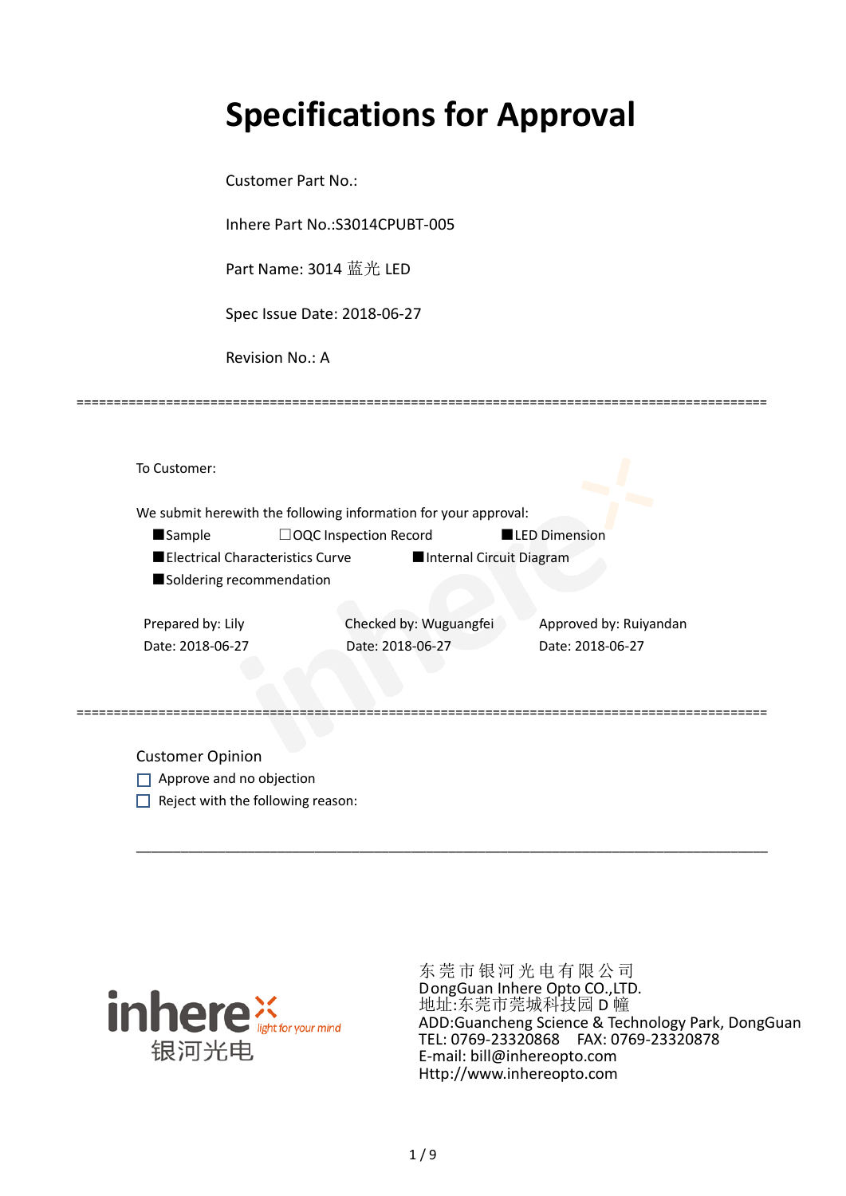# Specifications for Approval

Customer Part No.:

Inhere Part No.:S3014CPUBT-005

Part Name: 3014 蓝光 LED

Spec Issue Date: 2018-06-27

Revision No.: A

==========================================================================================

To Customer:

We submit herewith the following information for your approval:

■Sample ☐OQC Inspection Record ■LED Dimension

■Electrical Characteristics Curve ■Internal Circuit Diagram

■Soldering recommendation

| Prepared by: Lily | Checked by: Wuguangfei | Approved by: Ruiyandan |
|---|---|---|
| Date: 2018-06-27 | Date: 2018-06-27 | Date: 2018-06-27 |

==========================================================================================

Customer Opinion

☐ Approve and no objection

☐ Reject with the following reason:

________________________________________________________________________________

inhere 银河光电 light for your mind

东莞市银河光电有限公司
DongGuan Inhere Opto CO.,LTD.
地址:东莞市莞城科技园 D 幢
ADD:Guancheng Science & Technology Park, DongGuan
TEL: 0769-23320868 FAX: 0769-23320878
E-mail: bill@inhereopto.com
Http://www.inhereopto.com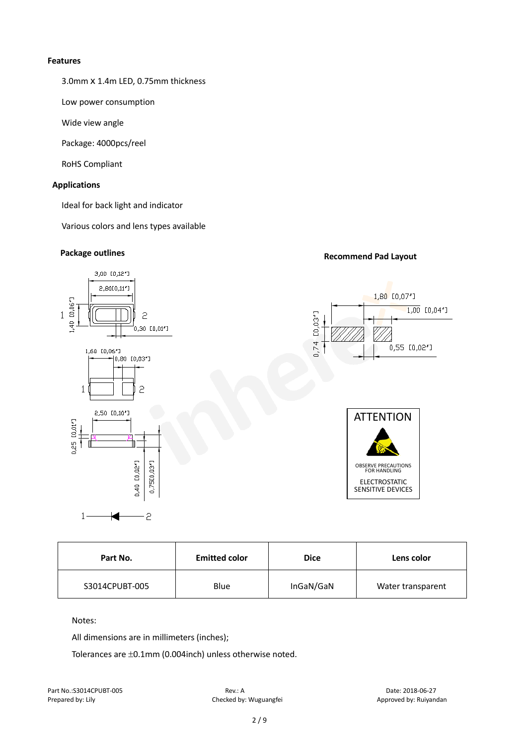**Features**

3.0mm x 1.4m LED, 0.75mm thickness

Low power consumption

Wide view angle

Package: 4000pcs/reel

RoHS Compliant

**Applications**

Ideal for back light and indicator

Various colors and lens types available

**Package outlines**

**Recommend Pad Layout**

ATTENTION

OBSERVE PRECAUTIONS FOR HANDLING

ELECTROSTATIC SENSITIVE DEVICES

| Part No. | Emitted color | Dice | Lens color |
|---|---|---|---|
| S3014CPUBT-005 | Blue | InGaN/GaN | Water transparent |

Notes:

All dimensions are in millimeters (inches);

Tolerances are ±0.1mm (0.004inch) unless otherwise noted.

Part No.:S3014CPUBT-005 Rev.: A Date: 2018-06-27

Prepared by: Lily Checked by: Wuguangfei Approved by: Ruiyandan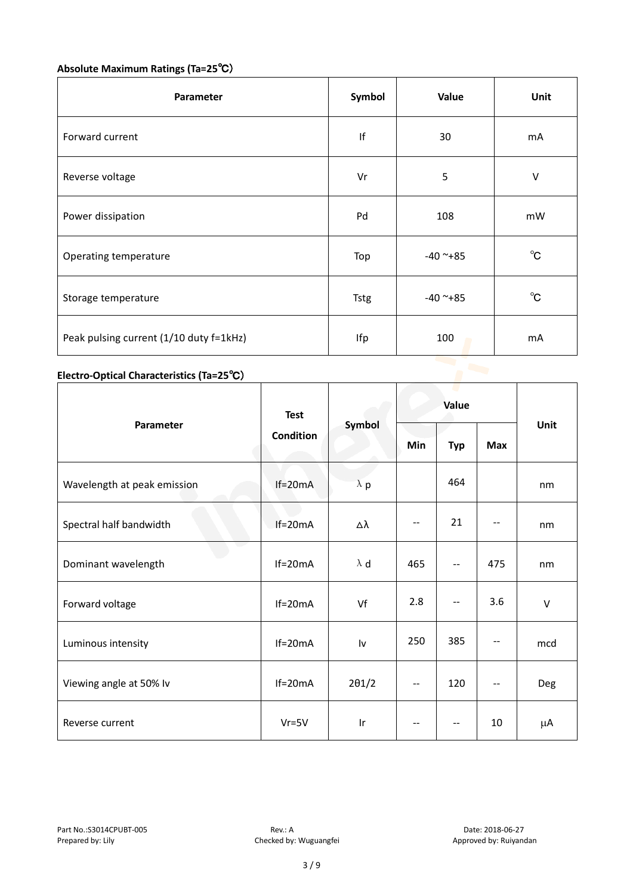### Absolute Maximum Ratings (Ta=25℃)

| Parameter | Symbol | Value | Unit |
|---|---|---|---|
| Forward current | If | 30 | mA |
| Reverse voltage | Vr | 5 | V |
| Power dissipation | Pd | 108 | mW |
| Operating temperature | Top | -40 ~+85 | ℃ |
| Storage temperature | Tstg | -40 ~+85 | ℃ |
| Peak pulsing current (1/10 duty f=1kHz) | Ifp | 100 | mA |

### Electro-Optical Characteristics (Ta=25℃)

| Parameter | Test Condition | Symbol | Value | | | Unit |
|---|---|---|---|---|---|---|
| | | | Min | Typ | Max | |
| Wavelength at peak emission | If=20mA | λ p | | 464 | | nm |
| Spectral half bandwidth | If=20mA | Δλ | -- | 21 | -- | nm |
| Dominant wavelength | If=20mA | λ d | 465 | -- | 475 | nm |
| Forward voltage | If=20mA | Vf | 2.8 | -- | 3.6 | V |
| Luminous intensity | If=20mA | Iv | 250 | 385 | -- | mcd |
| Viewing angle at 50% Iv | If=20mA | 2θ1/2 | -- | 120 | -- | Deg |
| Reverse current | Vr=5V | Ir | -- | -- | 10 | μA |

Part No.:S3014CPUBT-005　　Rev.: A　　Date: 2018-06-27

Prepared by: Lily　　Checked by: Wuguangfei　　Approved by: Ruiyandan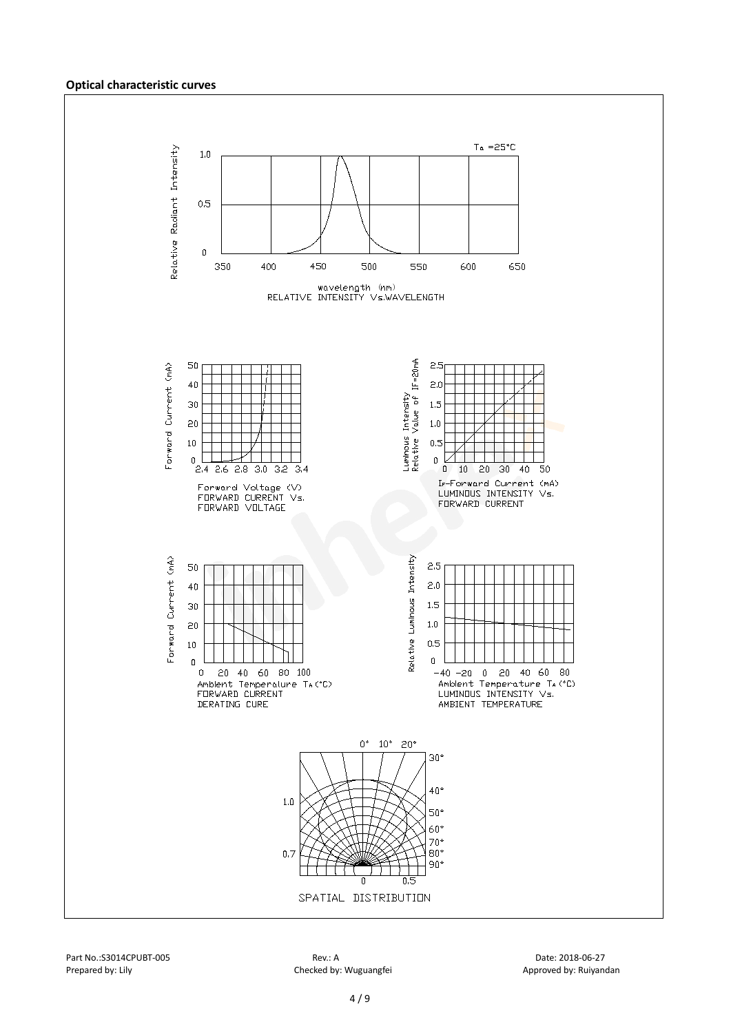**Optical characteristic curves**

$T_a$ =25°C

Relative Radiant Intensity

wavelength (nm)
RELATIVE INTENSITY Vs.WAVELENGTH

Forward Current (mA)

Forward Voltage (V)
FORWARD CURRENT Vs.
FORWARD VOLTAGE

Luminous Intensity
Relative Value of IF=20mA

IF-Forward Current (mA)
LUMINOUS INTENSITY Vs.
FORWARD CURRENT

Forward Current (mA)

Ambient Temperature $T_A$ (°C)
FORWARD CURRENT
DERATING CURE

Relative Luminous Intensity

Ambient Temperature $T_A$ (°C)
LUMINOUS INTENSITY Vs.
AMBIENT TEMPERATURE

SPATIAL DISTRIBUTION

Part No.:S3014CPUBT-005 | Rev.: A | Date: 2018-06-27
Prepared by: Lily | Checked by: Wuguangfei | Approved by: Ruiyandan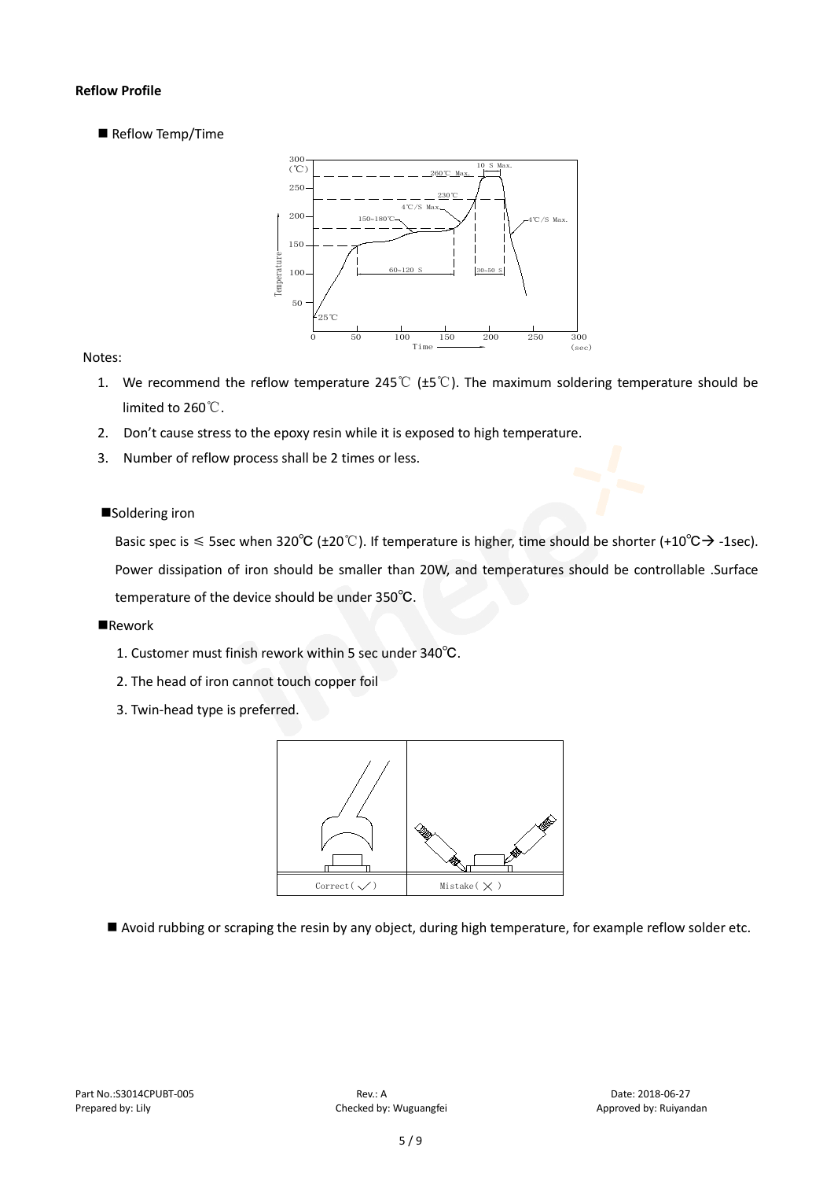**Reflow Profile**

■ Reflow Temp/Time

Notes:

1. We recommend the reflow temperature 245℃ (±5℃). The maximum soldering temperature should be limited to 260℃.
2. Don't cause stress to the epoxy resin while it is exposed to high temperature.
3. Number of reflow process shall be 2 times or less.

■Soldering iron

Basic spec is ≤ 5sec when 320℃ (±20℃). If temperature is higher, time should be shorter (+10℃→ -1sec). Power dissipation of iron should be smaller than 20W, and temperatures should be controllable .Surface temperature of the device should be under 350℃.

■Rework

1. Customer must finish rework within 5 sec under 340℃.
2. The head of iron cannot touch copper foil
3. Twin-head type is preferred.

■ Avoid rubbing or scraping the resin by any object, during high temperature, for example reflow solder etc.

Part No.:S3014CPUBT-005 Rev.: A Date: 2018-06-27
Prepared by: Lily Checked by: Wuguangfei Approved by: Ruiyandan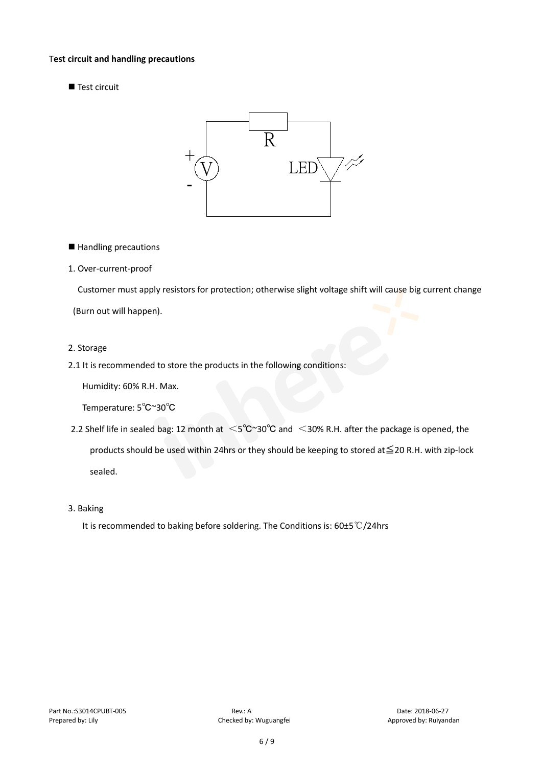**Test circuit and handling precautions**

■ Test circuit

■ Handling precautions

1. Over-current-proof

Customer must apply resistors for protection; otherwise slight voltage shift will cause big current change (Burn out will happen).

2. Storage

2.1 It is recommended to store the products in the following conditions:

Humidity: 60% R.H. Max.

Temperature: 5℃~30℃

2.2 Shelf life in sealed bag: 12 month at ＜5℃~30℃ and ＜30% R.H. after the package is opened, the products should be used within 24hrs or they should be keeping to stored at≦20 R.H. with zip-lock sealed.

3. Baking

It is recommended to baking before soldering. The Conditions is: 60±5℃/24hrs

Part No.:S3014CPUBT-005 Rev.: A Date: 2018-06-27
Prepared by: Lily Checked by: Wuguangfei Approved by: Ruiyandan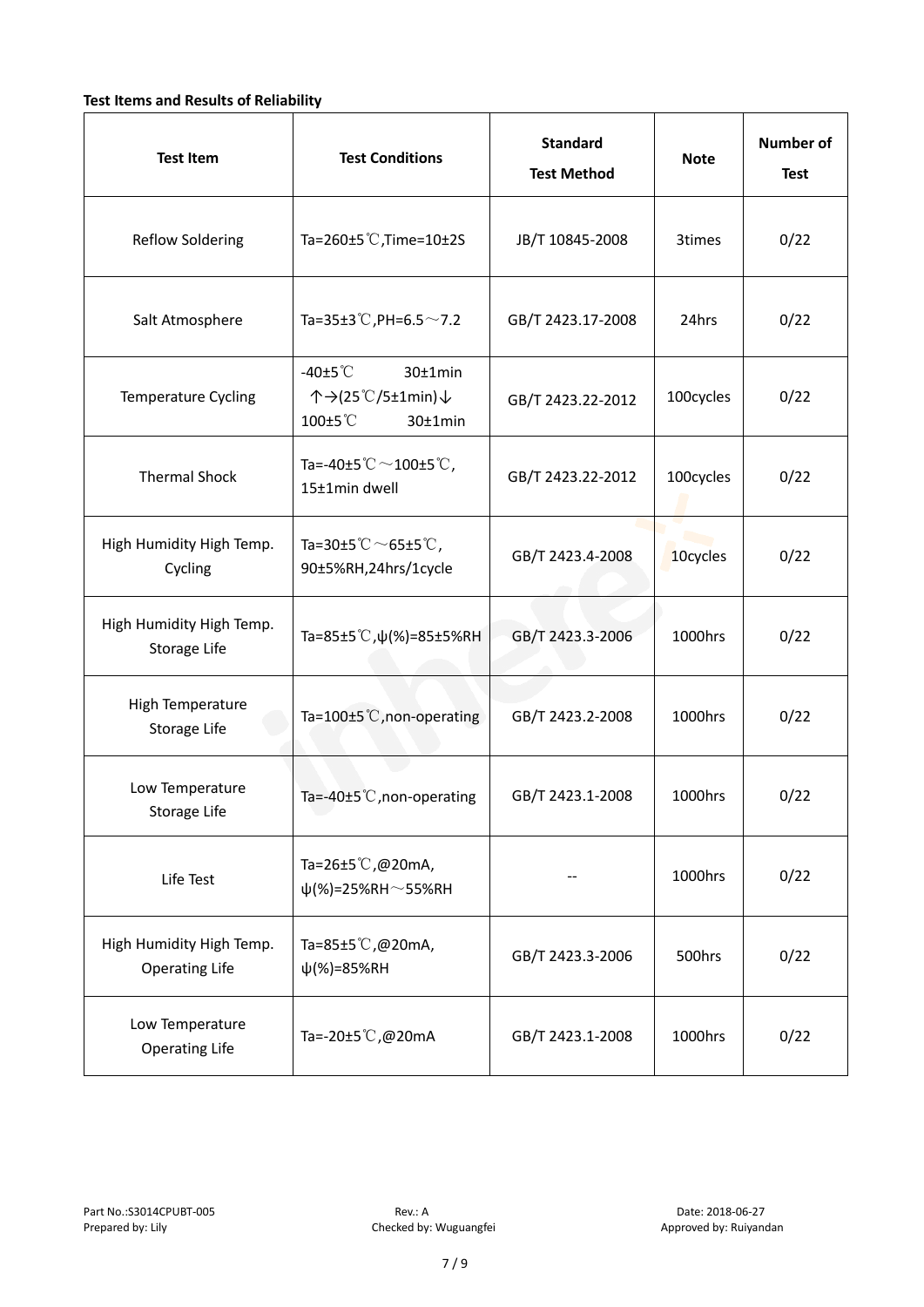**Test Items and Results of Reliability**

| Test Item | Test Conditions | Standard Test Method | Note | Number of Test |
|---|---|---|---|---|
| Reflow Soldering | Ta=260±5℃,Time=10±2S | JB/T 10845-2008 | 3times | 0/22 |
| Salt Atmosphere | Ta=35±3℃,PH=6.5～7.2 | GB/T 2423.17-2008 | 24hrs | 0/22 |
| Temperature Cycling | -40±5℃ 30±1min ↑→(25℃/5±1min)↓ 100±5℃ 30±1min | GB/T 2423.22-2012 | 100cycles | 0/22 |
| Thermal Shock | Ta=-40±5℃～100±5℃, 15±1min dwell | GB/T 2423.22-2012 | 100cycles | 0/22 |
| High Humidity High Temp. Cycling | Ta=30±5℃～65±5℃, 90±5%RH,24hrs/1cycle | GB/T 2423.4-2008 | 10cycles | 0/22 |
| High Humidity High Temp. Storage Life | Ta=85±5℃,ψ(%)=85±5%RH | GB/T 2423.3-2006 | 1000hrs | 0/22 |
| High Temperature Storage Life | Ta=100±5℃,non-operating | GB/T 2423.2-2008 | 1000hrs | 0/22 |
| Low Temperature Storage Life | Ta=-40±5℃,non-operating | GB/T 2423.1-2008 | 1000hrs | 0/22 |
| Life Test | Ta=26±5℃,@20mA, ψ(%)=25%RH～55%RH | -- | 1000hrs | 0/22 |
| High Humidity High Temp. Operating Life | Ta=85±5℃,@20mA, ψ(%)=85%RH | GB/T 2423.3-2006 | 500hrs | 0/22 |
| Low Temperature Operating Life | Ta=-20±5℃,@20mA | GB/T 2423.1-2008 | 1000hrs | 0/22 |

Part No.:S3014CPUBT-005 Rev.: A Date: 2018-06-27
Prepared by: Lily Checked by: Wuguangfei Approved by: Ruiyandan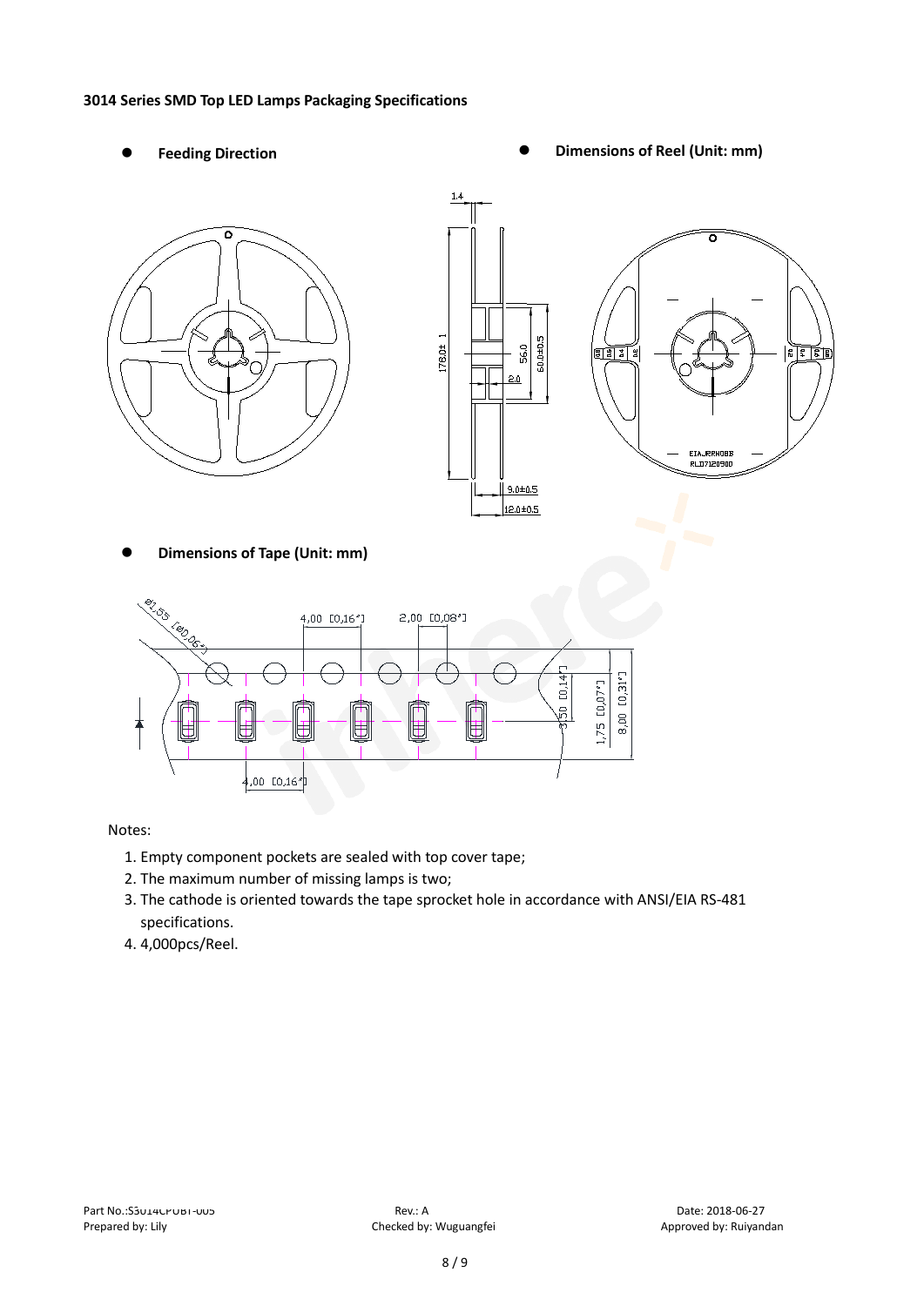**3014 Series SMD Top LED Lamps Packaging Specifications**

- **Feeding Direction**
- **Dimensions of Reel (Unit: mm)**
- **Dimensions of Tape (Unit: mm)**

Notes:

1. Empty component pockets are sealed with top cover tape;
2. The maximum number of missing lamps is two;
3. The cathode is oriented towards the tape sprocket hole in accordance with ANSI/EIA RS-481 specifications.
4. 4,000pcs/Reel.

Part No.:S3014CPOBT-005 | Rev.: A | Date: 2018-06-27
Prepared by: Lily | Checked by: Wuguangfei | Approved by: Ruiyandan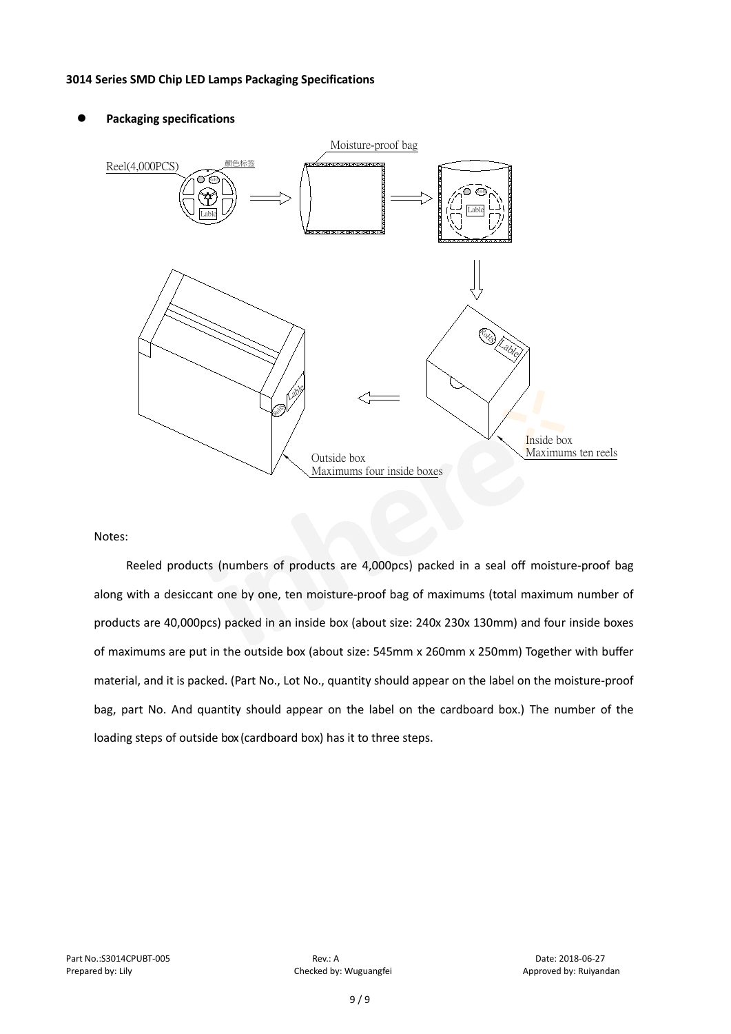**3014 Series SMD Chip LED Lamps Packaging Specifications**

- **Packaging specifications**

Moisture-proof bag

Reel(4,000PCS)

颜色标签

Lable

Inside box
Maximums ten reels

Outside box
Maximums four inside boxes

Notes:

Reeled products (numbers of products are 4,000pcs) packed in a seal off moisture-proof bag along with a desiccant one by one, ten moisture-proof bag of maximums (total maximum number of products are 40,000pcs) packed in an inside box (about size: 240x 230x 130mm) and four inside boxes of maximums are put in the outside box (about size: 545mm x 260mm x 250mm) Together with buffer material, and it is packed. (Part No., Lot No., quantity should appear on the label on the moisture-proof bag, part No. And quantity should appear on the label on the cardboard box.) The number of the loading steps of outside box (cardboard box) has it to three steps.

Part No.:S3014CPUBT-005 | Rev.: A | Date: 2018-06-27
Prepared by: Lily | Checked by: Wuguangfei | Approved by: Ruiyandan